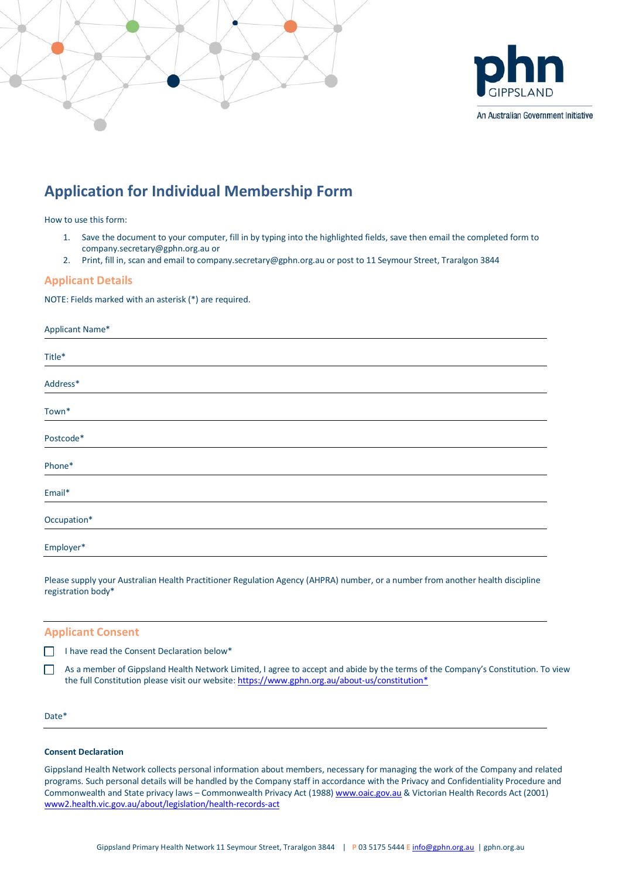phn
GIPPSLAND
An Australian Government Initiative

# Application for Individual Membership Form

How to use this form:

1. Save the document to your computer, fill in by typing into the highlighted fields, save then email the completed form to company.secretary@gphn.org.au or
2. Print, fill in, scan and email to company.secretary@gphn.org.au or post to 11 Seymour Street, Traralgon 3844

## Applicant Details

NOTE: Fields marked with an asterisk (*) are required.

Applicant Name*

Title*

Address*

Town*

Postcode*

Phone*

Email*

Occupation*

Employer*

Please supply your Australian Health Practitioner Regulation Agency (AHPRA) number, or a number from another health discipline registration body*

## Applicant Consent

- [ ] I have read the Consent Declaration below*
- [ ] As a member of Gippsland Health Network Limited, I agree to accept and abide by the terms of the Company's Constitution. To view the full Constitution please visit our website: https://www.gphn.org.au/about-us/constitution*

Date*

**Consent Declaration**

Gippsland Health Network collects personal information about members, necessary for managing the work of the Company and related programs. Such personal details will be handled by the Company staff in accordance with the Privacy and Confidentiality Procedure and Commonwealth and State privacy laws – Commonwealth Privacy Act (1988) www.oaic.gov.au & Victorian Health Records Act (2001) www2.health.vic.gov.au/about/legislation/health-records-act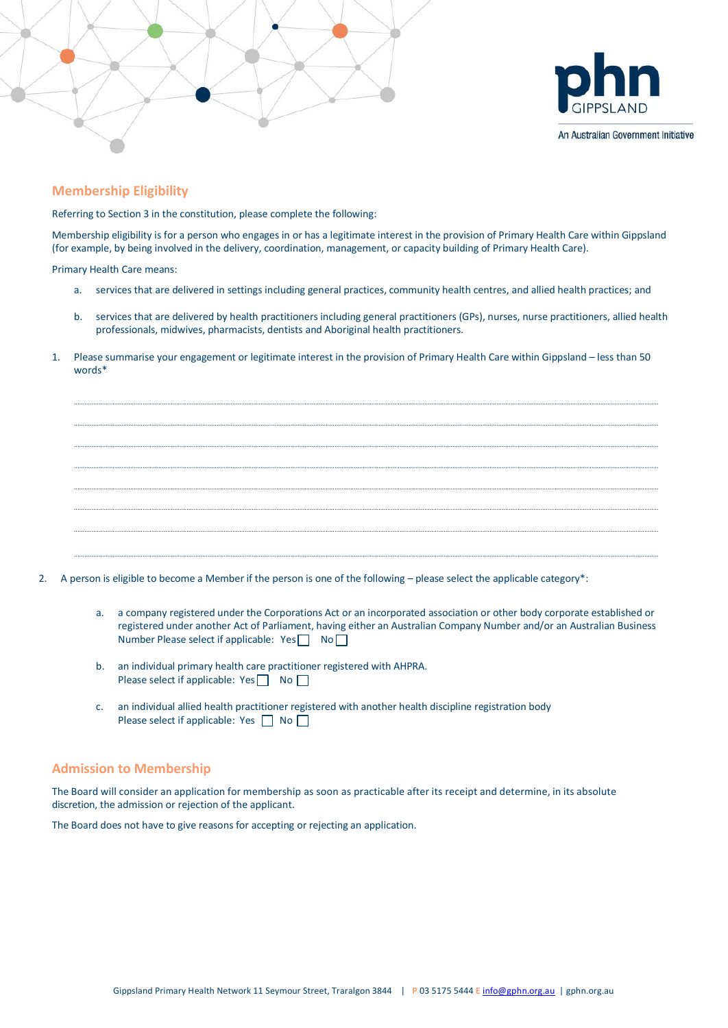## Membership Eligibility

Referring to Section 3 in the constitution, please complete the following:

Membership eligibility is for a person who engages in or has a legitimate interest in the provision of Primary Health Care within Gippsland (for example, by being involved in the delivery, coordination, management, or capacity building of Primary Health Care).

Primary Health Care means:

a. services that are delivered in settings including general practices, community health centres, and allied health practices; and

b. services that are delivered by health practitioners including general practitioners (GPs), nurses, nurse practitioners, allied health professionals, midwives, pharmacists, dentists and Aboriginal health practitioners.

1. Please summarise your engagement or legitimate interest in the provision of Primary Health Care within Gippsland – less than 50 words*

......................................................................................................................................................

......................................................................................................................................................

......................................................................................................................................................

......................................................................................................................................................

......................................................................................................................................................

......................................................................................................................................................

......................................................................................................................................................

......................................................................................................................................................

2. A person is eligible to become a Member if the person is one of the following – please select the applicable category*:

   a. a company registered under the Corporations Act or an incorporated association or other body corporate established or registered under another Act of Parliament, having either an Australian Company Number and/or an Australian Business Number Please select if applicable: Yes ☐ No ☐

   b. an individual primary health care practitioner registered with AHPRA.
   Please select if applicable: Yes ☐ No ☐

   c. an individual allied health practitioner registered with another health discipline registration body
   Please select if applicable: Yes ☐ No ☐

## Admission to Membership

The Board will consider an application for membership as soon as practicable after its receipt and determine, in its absolute discretion, the admission or rejection of the applicant.

The Board does not have to give reasons for accepting or rejecting an application.